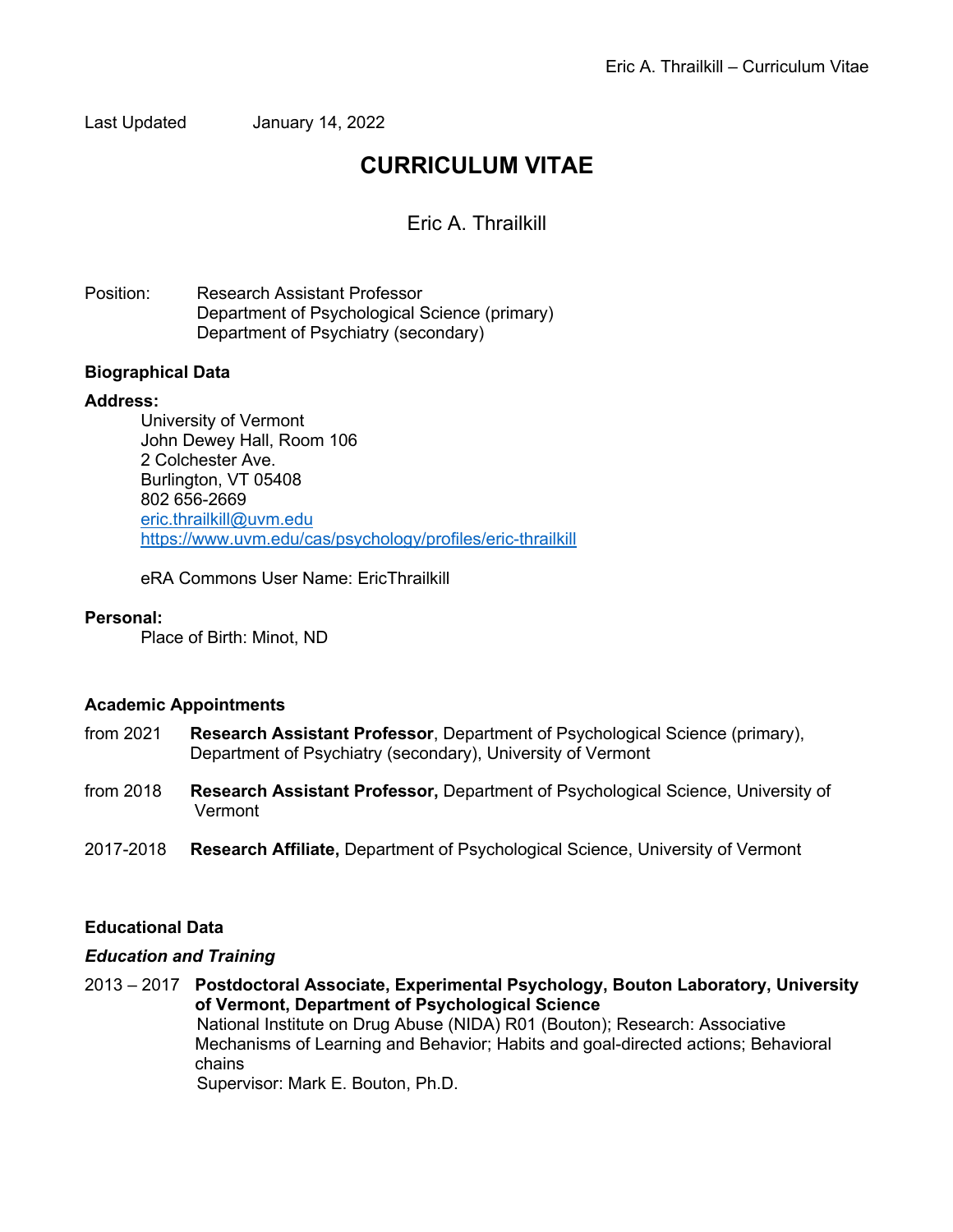Last Updated January 14, 2022

# CURRICULUM VITAE

## Eric A. Thrailkill

Position: Research Assistant Professor
Department of Psychological Science (primary)
Department of Psychiatry (secondary)

### Biographical Data

**Address:**

University of Vermont
John Dewey Hall, Room 106
2 Colchester Ave.
Burlington, VT 05408
802 656-2669
eric.thrailkill@uvm.edu
https://www.uvm.edu/cas/psychology/profiles/eric-thrailkill

eRA Commons User Name: EricThrailkill

**Personal:**

Place of Birth: Minot, ND

### Academic Appointments

from 2021 **Research Assistant Professor**, Department of Psychological Science (primary), Department of Psychiatry (secondary), University of Vermont

from 2018 **Research Assistant Professor,** Department of Psychological Science, University of Vermont

2017-2018 **Research Affiliate,** Department of Psychological Science, University of Vermont

### Educational Data

#### *Education and Training*

2013 – 2017 **Postdoctoral Associate, Experimental Psychology, Bouton Laboratory, University of Vermont, Department of Psychological Science**
National Institute on Drug Abuse (NIDA) R01 (Bouton); Research: Associative Mechanisms of Learning and Behavior; Habits and goal-directed actions; Behavioral chains
Supervisor: Mark E. Bouton, Ph.D.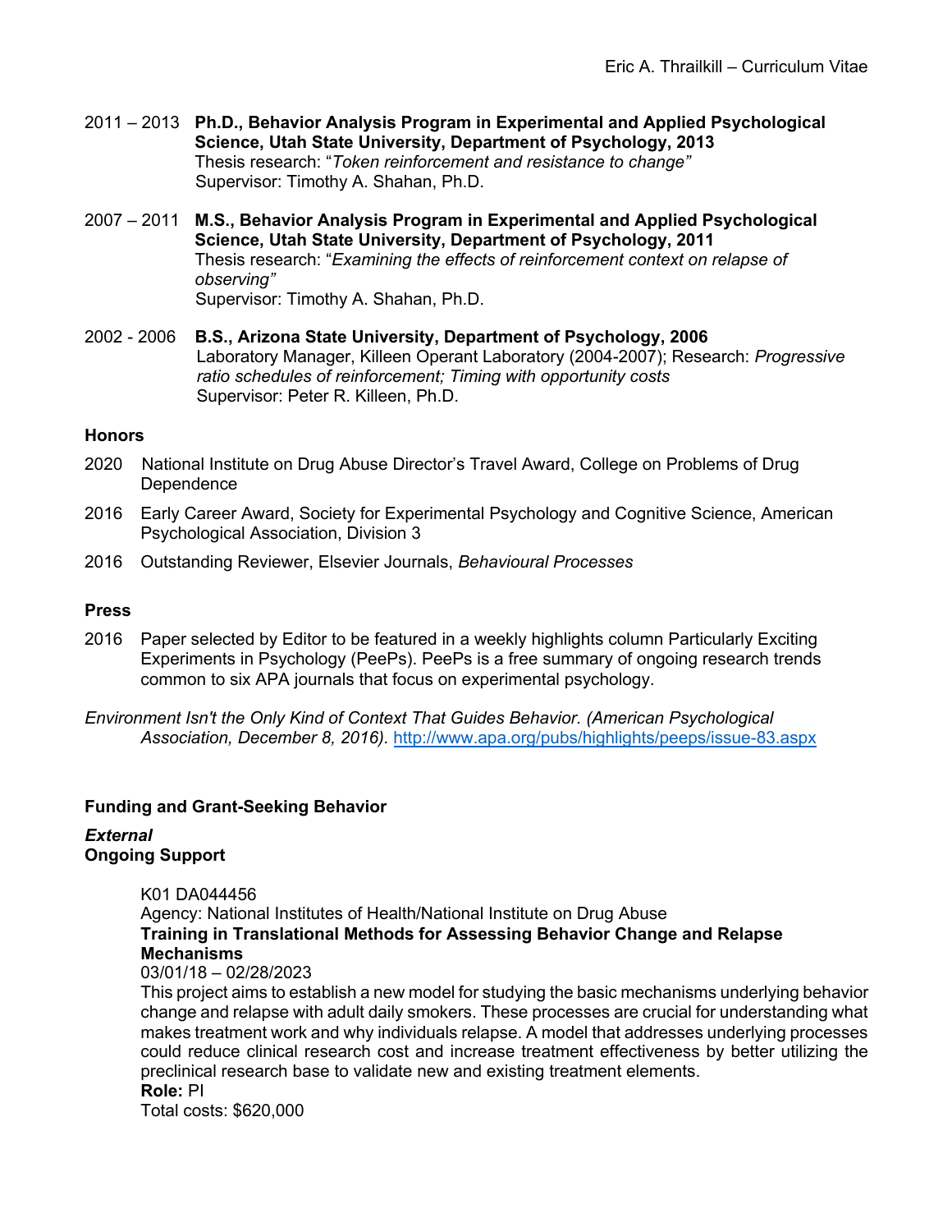2011 – 2013 **Ph.D., Behavior Analysis Program in Experimental and Applied Psychological Science, Utah State University, Department of Psychology, 2013**
Thesis research: "*Token reinforcement and resistance to change"*
Supervisor: Timothy A. Shahan, Ph.D.

2007 – 2011 **M.S., Behavior Analysis Program in Experimental and Applied Psychological Science, Utah State University, Department of Psychology, 2011**
Thesis research: "*Examining the effects of reinforcement context on relapse of observing"*
Supervisor: Timothy A. Shahan, Ph.D.

2002 - 2006 **B.S., Arizona State University, Department of Psychology, 2006**
Laboratory Manager, Killeen Operant Laboratory (2004-2007); Research: *Progressive ratio schedules of reinforcement; Timing with opportunity costs*
Supervisor: Peter R. Killeen, Ph.D.

## Honors

2020 National Institute on Drug Abuse Director's Travel Award, College on Problems of Drug Dependence

2016 Early Career Award, Society for Experimental Psychology and Cognitive Science, American Psychological Association, Division 3

2016 Outstanding Reviewer, Elsevier Journals, *Behavioural Processes*

## Press

2016 Paper selected by Editor to be featured in a weekly highlights column Particularly Exciting Experiments in Psychology (PeePs). PeePs is a free summary of ongoing research trends common to six APA journals that focus on experimental psychology.

*Environment Isn't the Only Kind of Context That Guides Behavior. (American Psychological Association, December 8, 2016).* http://www.apa.org/pubs/highlights/peeps/issue-83.aspx

## Funding and Grant-Seeking Behavior

***External***

**Ongoing Support**

K01 DA044456
Agency: National Institutes of Health/National Institute on Drug Abuse
**Training in Translational Methods for Assessing Behavior Change and Relapse Mechanisms**
03/01/18 – 02/28/2023
This project aims to establish a new model for studying the basic mechanisms underlying behavior change and relapse with adult daily smokers. These processes are crucial for understanding what makes treatment work and why individuals relapse. A model that addresses underlying processes could reduce clinical research cost and increase treatment effectiveness by better utilizing the preclinical research base to validate new and existing treatment elements.
**Role:** PI
Total costs: $620,000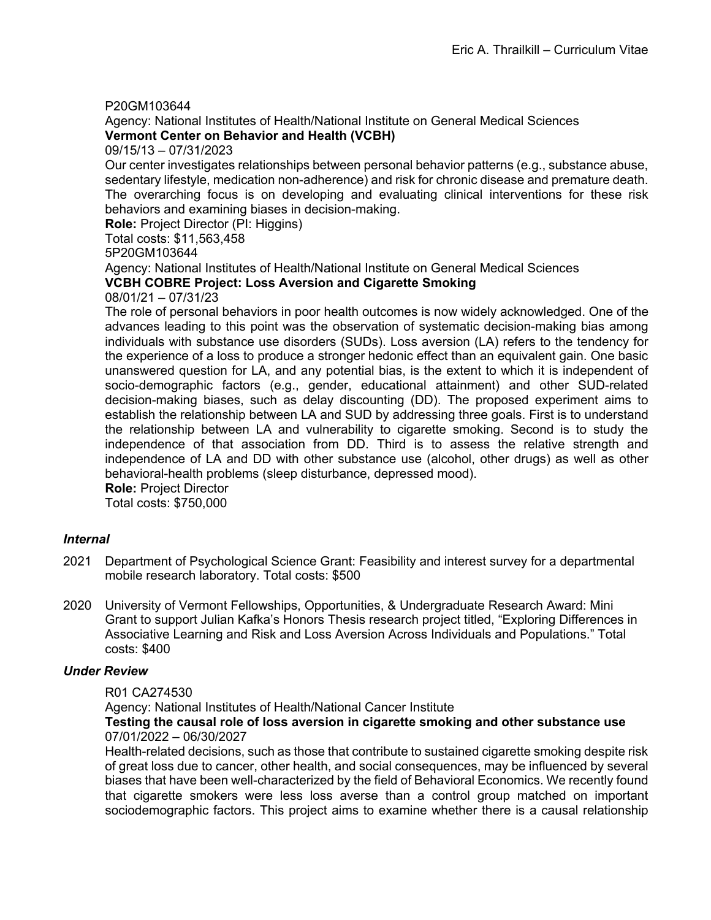P20GM103644
Agency: National Institutes of Health/National Institute on General Medical Sciences
**Vermont Center on Behavior and Health (VCBH)**
09/15/13 – 07/31/2023
Our center investigates relationships between personal behavior patterns (e.g., substance abuse, sedentary lifestyle, medication non-adherence) and risk for chronic disease and premature death. The overarching focus is on developing and evaluating clinical interventions for these risk behaviors and examining biases in decision-making.
**Role:** Project Director (PI: Higgins)
Total costs: $11,563,458

5P20GM103644
Agency: National Institutes of Health/National Institute on General Medical Sciences
**VCBH COBRE Project: Loss Aversion and Cigarette Smoking**
08/01/21 – 07/31/23
The role of personal behaviors in poor health outcomes is now widely acknowledged. One of the advances leading to this point was the observation of systematic decision-making bias among individuals with substance use disorders (SUDs). Loss aversion (LA) refers to the tendency for the experience of a loss to produce a stronger hedonic effect than an equivalent gain. One basic unanswered question for LA, and any potential bias, is the extent to which it is independent of socio-demographic factors (e.g., gender, educational attainment) and other SUD-related decision-making biases, such as delay discounting (DD). The proposed experiment aims to establish the relationship between LA and SUD by addressing three goals. First is to understand the relationship between LA and vulnerability to cigarette smoking. Second is to study the independence of that association from DD. Third is to assess the relative strength and independence of LA and DD with other substance use (alcohol, other drugs) as well as other behavioral-health problems (sleep disturbance, depressed mood).
**Role:** Project Director
Total costs: $750,000

### *Internal*

2021 Department of Psychological Science Grant: Feasibility and interest survey for a departmental mobile research laboratory. Total costs: $500

2020 University of Vermont Fellowships, Opportunities, & Undergraduate Research Award: Mini Grant to support Julian Kafka's Honors Thesis research project titled, "Exploring Differences in Associative Learning and Risk and Loss Aversion Across Individuals and Populations." Total costs: $400

### *Under Review*

R01 CA274530
Agency: National Institutes of Health/National Cancer Institute
**Testing the causal role of loss aversion in cigarette smoking and other substance use**
07/01/2022 – 06/30/2027
Health-related decisions, such as those that contribute to sustained cigarette smoking despite risk of great loss due to cancer, other health, and social consequences, may be influenced by several biases that have been well-characterized by the field of Behavioral Economics. We recently found that cigarette smokers were less loss averse than a control group matched on important sociodemographic factors. This project aims to examine whether there is a causal relationship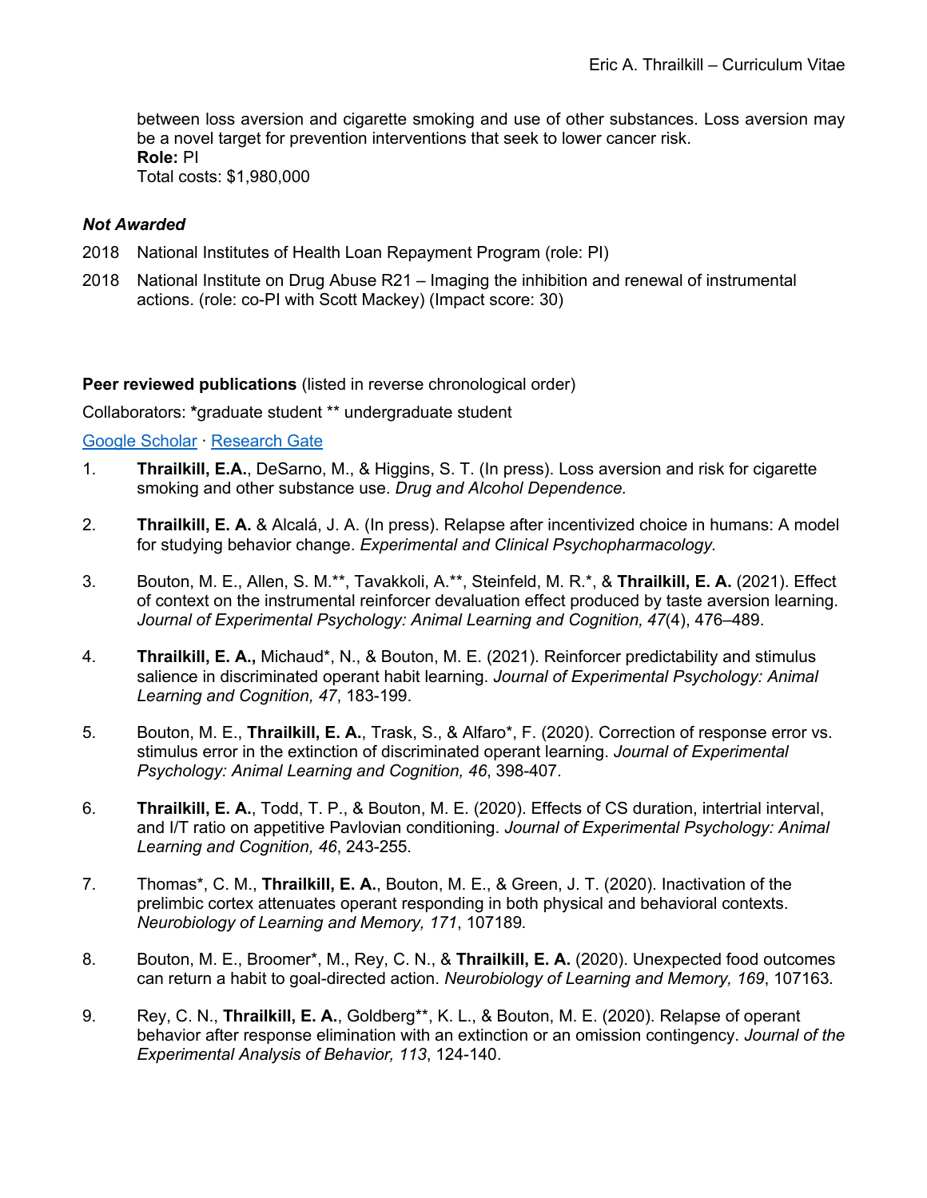between loss aversion and cigarette smoking and use of other substances. Loss aversion may be a novel target for prevention interventions that seek to lower cancer risk.
**Role:** PI
Total costs: $1,980,000

***Not Awarded***

2018 National Institutes of Health Loan Repayment Program (role: PI)

2018 National Institute on Drug Abuse R21 – Imaging the inhibition and renewal of instrumental actions. (role: co-PI with Scott Mackey) (Impact score: 30)

**Peer reviewed publications** (listed in reverse chronological order)

Collaborators: *graduate student ** undergraduate student

Google Scholar · Research Gate

1. **Thrailkill, E.A.**, DeSarno, M., & Higgins, S. T. (In press). Loss aversion and risk for cigarette smoking and other substance use. *Drug and Alcohol Dependence.*

2. **Thrailkill, E. A.** & Alcalá, J. A. (In press). Relapse after incentivized choice in humans: A model for studying behavior change. *Experimental and Clinical Psychopharmacology.*

3. Bouton, M. E., Allen, S. M.**, Tavakkoli, A.**, Steinfeld, M. R.*, & **Thrailkill, E. A.** (2021). Effect of context on the instrumental reinforcer devaluation effect produced by taste aversion learning. *Journal of Experimental Psychology: Animal Learning and Cognition, 47*(4), 476–489.

4. **Thrailkill, E. A.,** Michaud*, N., & Bouton, M. E. (2021). Reinforcer predictability and stimulus salience in discriminated operant habit learning. *Journal of Experimental Psychology: Animal Learning and Cognition, 47*, 183-199.

5. Bouton, M. E., **Thrailkill, E. A.**, Trask, S., & Alfaro*, F. (2020). Correction of response error vs. stimulus error in the extinction of discriminated operant learning. *Journal of Experimental Psychology: Animal Learning and Cognition, 46*, 398-407.

6. **Thrailkill, E. A.**, Todd, T. P., & Bouton, M. E. (2020). Effects of CS duration, intertrial interval, and I/T ratio on appetitive Pavlovian conditioning. *Journal of Experimental Psychology: Animal Learning and Cognition, 46*, 243-255.

7. Thomas*, C. M., **Thrailkill, E. A.**, Bouton, M. E., & Green, J. T. (2020). Inactivation of the prelimbic cortex attenuates operant responding in both physical and behavioral contexts. *Neurobiology of Learning and Memory, 171*, 107189.

8. Bouton, M. E., Broomer*, M., Rey, C. N., & **Thrailkill, E. A.** (2020). Unexpected food outcomes can return a habit to goal-directed action. *Neurobiology of Learning and Memory, 169*, 107163.

9. Rey, C. N., **Thrailkill, E. A.**, Goldberg**, K. L., & Bouton, M. E. (2020). Relapse of operant behavior after response elimination with an extinction or an omission contingency. *Journal of the Experimental Analysis of Behavior, 113*, 124-140.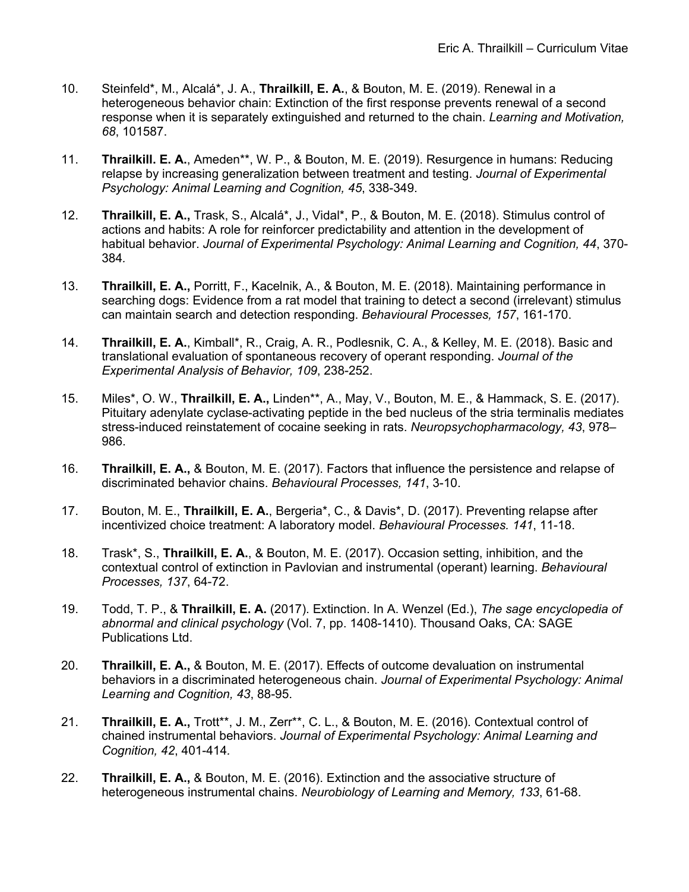10. Steinfeld*, M., Alcalá*, J. A., **Thrailkill, E. A.**, & Bouton, M. E. (2019). Renewal in a heterogeneous behavior chain: Extinction of the first response prevents renewal of a second response when it is separately extinguished and returned to the chain. *Learning and Motivation, 68*, 101587.

11. **Thrailkill. E. A.**, Ameden**, W. P., & Bouton, M. E. (2019). Resurgence in humans: Reducing relapse by increasing generalization between treatment and testing. *Journal of Experimental Psychology: Animal Learning and Cognition, 45*, 338-349.

12. **Thrailkill, E. A.,** Trask, S., Alcalá*, J., Vidal*, P., & Bouton, M. E. (2018). Stimulus control of actions and habits: A role for reinforcer predictability and attention in the development of habitual behavior. *Journal of Experimental Psychology: Animal Learning and Cognition, 44*, 370-384.

13. **Thrailkill, E. A.,** Porritt, F., Kacelnik, A., & Bouton, M. E. (2018). Maintaining performance in searching dogs: Evidence from a rat model that training to detect a second (irrelevant) stimulus can maintain search and detection responding. *Behavioural Processes, 157*, 161-170.

14. **Thrailkill, E. A.**, Kimball*, R., Craig, A. R., Podlesnik, C. A., & Kelley, M. E. (2018). Basic and translational evaluation of spontaneous recovery of operant responding. *Journal of the Experimental Analysis of Behavior, 109*, 238-252.

15. Miles*, O. W., **Thrailkill, E. A.,** Linden**, A., May, V., Bouton, M. E., & Hammack, S. E. (2017). Pituitary adenylate cyclase-activating peptide in the bed nucleus of the stria terminalis mediates stress-induced reinstatement of cocaine seeking in rats. *Neuropsychopharmacology, 43*, 978–986.

16. **Thrailkill, E. A.,** & Bouton, M. E. (2017). Factors that influence the persistence and relapse of discriminated behavior chains. *Behavioural Processes, 141*, 3-10.

17. Bouton, M. E., **Thrailkill, E. A.**, Bergeria*, C., & Davis*, D. (2017). Preventing relapse after incentivized choice treatment: A laboratory model. *Behavioural Processes. 141*, 11-18.

18. Trask*, S., **Thrailkill, E. A.**, & Bouton, M. E. (2017). Occasion setting, inhibition, and the contextual control of extinction in Pavlovian and instrumental (operant) learning. *Behavioural Processes, 137*, 64-72.

19. Todd, T. P., & **Thrailkill, E. A.** (2017). Extinction. In A. Wenzel (Ed.), *The sage encyclopedia of abnormal and clinical psychology* (Vol. 7, pp. 1408-1410). Thousand Oaks, CA: SAGE Publications Ltd.

20. **Thrailkill, E. A.,** & Bouton, M. E. (2017). Effects of outcome devaluation on instrumental behaviors in a discriminated heterogeneous chain. *Journal of Experimental Psychology: Animal Learning and Cognition, 43*, 88-95.

21. **Thrailkill, E. A.,** Trott**, J. M., Zerr**, C. L., & Bouton, M. E. (2016). Contextual control of chained instrumental behaviors. *Journal of Experimental Psychology: Animal Learning and Cognition, 42*, 401-414.

22. **Thrailkill, E. A.,** & Bouton, M. E. (2016). Extinction and the associative structure of heterogeneous instrumental chains. *Neurobiology of Learning and Memory, 133*, 61-68.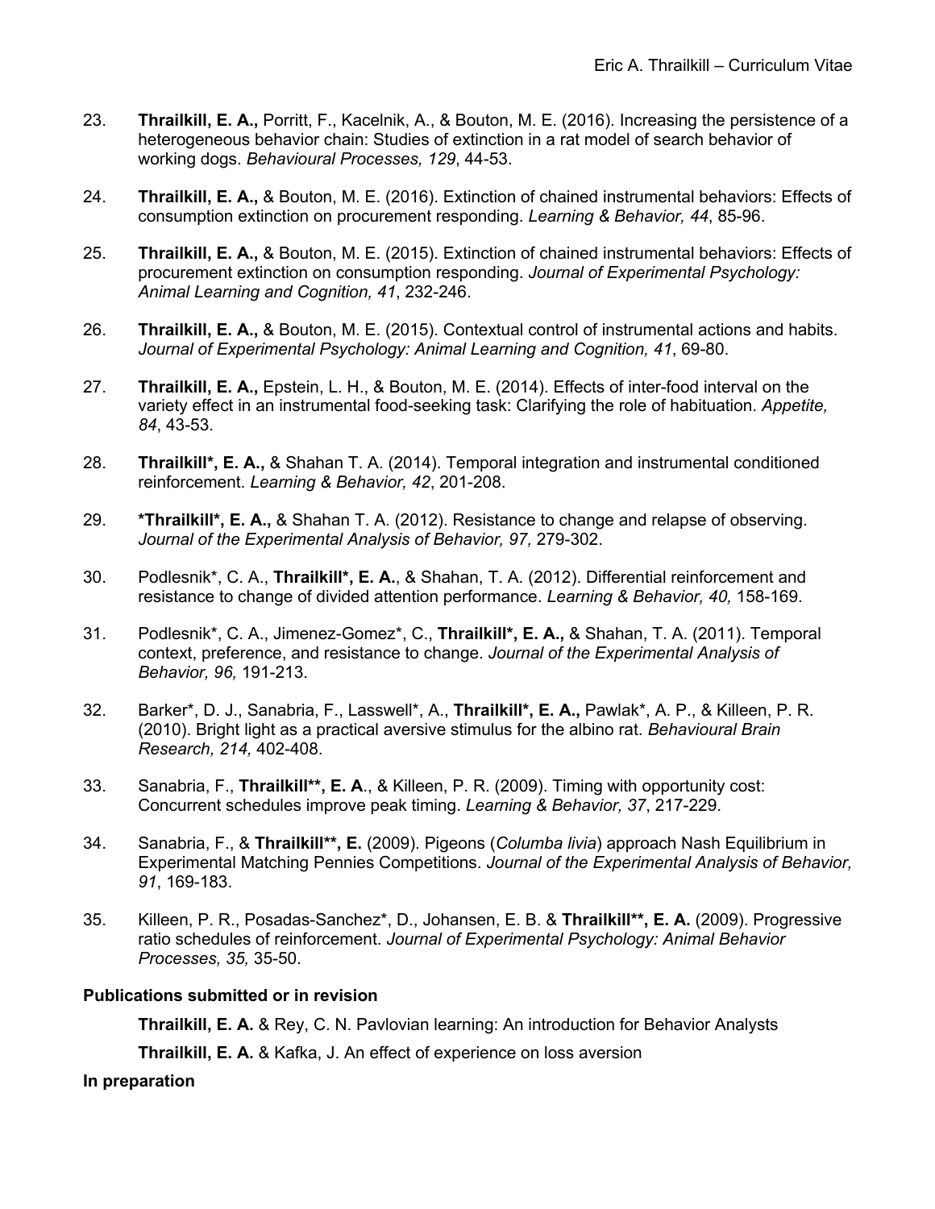23. **Thrailkill, E. A.,** Porritt, F., Kacelnik, A., & Bouton, M. E. (2016). Increasing the persistence of a heterogeneous behavior chain: Studies of extinction in a rat model of search behavior of working dogs. *Behavioural Processes, 129*, 44-53.

24. **Thrailkill, E. A.,** & Bouton, M. E. (2016). Extinction of chained instrumental behaviors: Effects of consumption extinction on procurement responding. *Learning & Behavior, 44*, 85-96.

25. **Thrailkill, E. A.,** & Bouton, M. E. (2015). Extinction of chained instrumental behaviors: Effects of procurement extinction on consumption responding. *Journal of Experimental Psychology: Animal Learning and Cognition, 41*, 232-246.

26. **Thrailkill, E. A.,** & Bouton, M. E. (2015). Contextual control of instrumental actions and habits. *Journal of Experimental Psychology: Animal Learning and Cognition, 41*, 69-80.

27. **Thrailkill, E. A.,** Epstein, L. H., & Bouton, M. E. (2014). Effects of inter-food interval on the variety effect in an instrumental food-seeking task: Clarifying the role of habituation. *Appetite, 84*, 43-53.

28. **Thrailkill*, E. A.,** & Shahan T. A. (2014). Temporal integration and instrumental conditioned reinforcement. *Learning & Behavior, 42*, 201-208.

29. ***Thrailkill*, E. A.,** & Shahan T. A. (2012). Resistance to change and relapse of observing. *Journal of the Experimental Analysis of Behavior, 97,* 279-302.

30. Podlesnik*, C. A., **Thrailkill*, E. A.**, & Shahan, T. A. (2012). Differential reinforcement and resistance to change of divided attention performance. *Learning & Behavior, 40,* 158-169.

31. Podlesnik*, C. A., Jimenez-Gomez*, C., **Thrailkill*, E. A.,** & Shahan, T. A. (2011). Temporal context, preference, and resistance to change. *Journal of the Experimental Analysis of Behavior, 96,* 191-213.

32. Barker*, D. J., Sanabria, F., Lasswell*, A., **Thrailkill*, E. A.,** Pawlak*, A. P., & Killeen, P. R. (2010). Bright light as a practical aversive stimulus for the albino rat. *Behavioural Brain Research, 214,* 402-408.

33. Sanabria, F., **Thrailkill**, E. A**., & Killeen, P. R. (2009). Timing with opportunity cost: Concurrent schedules improve peak timing. *Learning & Behavior, 37*, 217-229.

34. Sanabria, F., & **Thrailkill**, E.** (2009). Pigeons (*Columba livia*) approach Nash Equilibrium in Experimental Matching Pennies Competitions. *Journal of the Experimental Analysis of Behavior, 91*, 169-183.

35. Killeen, P. R., Posadas-Sanchez*, D., Johansen, E. B. & **Thrailkill**, E. A.** (2009). Progressive ratio schedules of reinforcement. *Journal of Experimental Psychology: Animal Behavior Processes, 35,* 35-50.

**Publications submitted or in revision**

**Thrailkill, E. A.** & Rey, C. N. Pavlovian learning: An introduction for Behavior Analysts

**Thrailkill, E. A.** & Kafka, J. An effect of experience on loss aversion

**In preparation**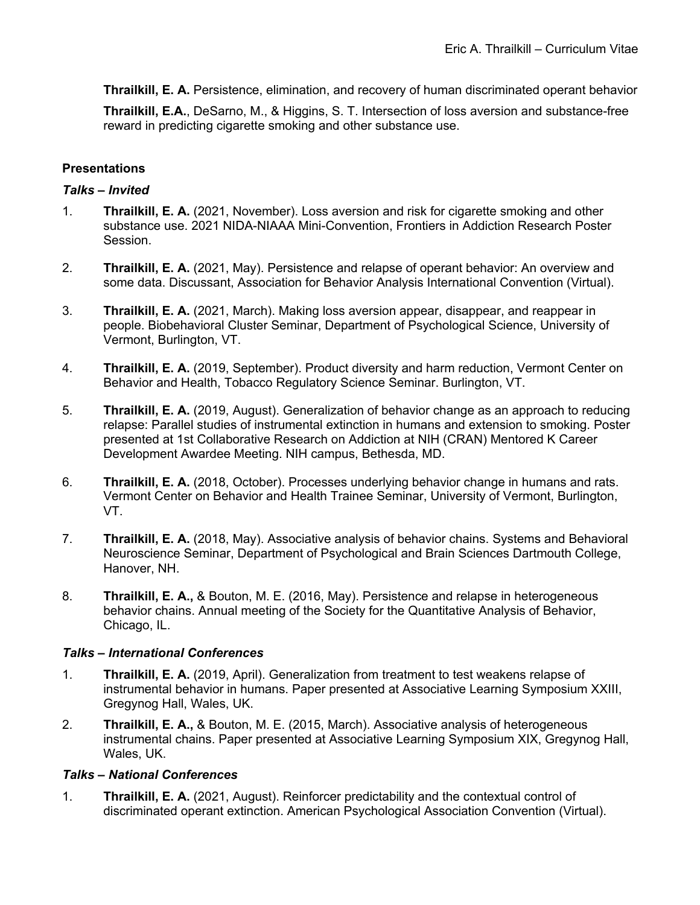**Thrailkill, E. A.** Persistence, elimination, and recovery of human discriminated operant behavior

**Thrailkill, E.A.**, DeSarno, M., & Higgins, S. T. Intersection of loss aversion and substance-free reward in predicting cigarette smoking and other substance use.

### Presentations

#### *Talks – Invited*

1. **Thrailkill, E. A.** (2021, November). Loss aversion and risk for cigarette smoking and other substance use. 2021 NIDA-NIAAA Mini-Convention, Frontiers in Addiction Research Poster Session.
2. **Thrailkill, E. A.** (2021, May). Persistence and relapse of operant behavior: An overview and some data. Discussant, Association for Behavior Analysis International Convention (Virtual).
3. **Thrailkill, E. A.** (2021, March). Making loss aversion appear, disappear, and reappear in people. Biobehavioral Cluster Seminar, Department of Psychological Science, University of Vermont, Burlington, VT.
4. **Thrailkill, E. A.** (2019, September). Product diversity and harm reduction, Vermont Center on Behavior and Health, Tobacco Regulatory Science Seminar. Burlington, VT.
5. **Thrailkill, E. A.** (2019, August). Generalization of behavior change as an approach to reducing relapse: Parallel studies of instrumental extinction in humans and extension to smoking. Poster presented at 1st Collaborative Research on Addiction at NIH (CRAN) Mentored K Career Development Awardee Meeting. NIH campus, Bethesda, MD.
6. **Thrailkill, E. A.** (2018, October). Processes underlying behavior change in humans and rats. Vermont Center on Behavior and Health Trainee Seminar, University of Vermont, Burlington, VT.
7. **Thrailkill, E. A.** (2018, May). Associative analysis of behavior chains. Systems and Behavioral Neuroscience Seminar, Department of Psychological and Brain Sciences Dartmouth College, Hanover, NH.
8. **Thrailkill, E. A.,** & Bouton, M. E. (2016, May). Persistence and relapse in heterogeneous behavior chains. Annual meeting of the Society for the Quantitative Analysis of Behavior, Chicago, IL.

#### *Talks – International Conferences*

1. **Thrailkill, E. A.** (2019, April). Generalization from treatment to test weakens relapse of instrumental behavior in humans. Paper presented at Associative Learning Symposium XXIII, Gregynog Hall, Wales, UK.
2. **Thrailkill, E. A.,** & Bouton, M. E. (2015, March). Associative analysis of heterogeneous instrumental chains. Paper presented at Associative Learning Symposium XIX, Gregynog Hall, Wales, UK.

#### *Talks – National Conferences*

1. **Thrailkill, E. A.** (2021, August). Reinforcer predictability and the contextual control of discriminated operant extinction. American Psychological Association Convention (Virtual).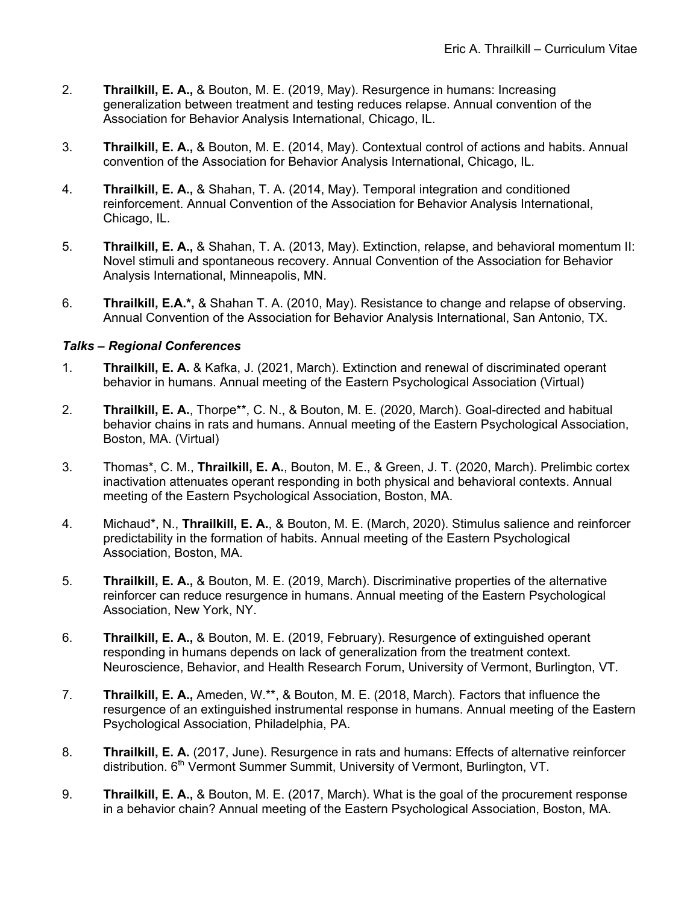2. **Thrailkill, E. A.,** & Bouton, M. E. (2019, May). Resurgence in humans: Increasing generalization between treatment and testing reduces relapse. Annual convention of the Association for Behavior Analysis International, Chicago, IL.

3. **Thrailkill, E. A.,** & Bouton, M. E. (2014, May). Contextual control of actions and habits. Annual convention of the Association for Behavior Analysis International, Chicago, IL.

4. **Thrailkill, E. A.,** & Shahan, T. A. (2014, May). Temporal integration and conditioned reinforcement. Annual Convention of the Association for Behavior Analysis International, Chicago, IL.

5. **Thrailkill, E. A.,** & Shahan, T. A. (2013, May). Extinction, relapse, and behavioral momentum II: Novel stimuli and spontaneous recovery. Annual Convention of the Association for Behavior Analysis International, Minneapolis, MN.

6. **Thrailkill, E.A.*,** & Shahan T. A. (2010, May). Resistance to change and relapse of observing. Annual Convention of the Association for Behavior Analysis International, San Antonio, TX.

### *Talks – Regional Conferences*

1. **Thrailkill, E. A.** & Kafka, J. (2021, March). Extinction and renewal of discriminated operant behavior in humans. Annual meeting of the Eastern Psychological Association (Virtual)

2. **Thrailkill, E. A.**, Thorpe**, C. N., & Bouton, M. E. (2020, March). Goal-directed and habitual behavior chains in rats and humans. Annual meeting of the Eastern Psychological Association, Boston, MA. (Virtual)

3. Thomas*, C. M., **Thrailkill, E. A.**, Bouton, M. E., & Green, J. T. (2020, March). Prelimbic cortex inactivation attenuates operant responding in both physical and behavioral contexts. Annual meeting of the Eastern Psychological Association, Boston, MA.

4. Michaud*, N., **Thrailkill, E. A.**, & Bouton, M. E. (March, 2020). Stimulus salience and reinforcer predictability in the formation of habits. Annual meeting of the Eastern Psychological Association, Boston, MA.

5. **Thrailkill, E. A.,** & Bouton, M. E. (2019, March). Discriminative properties of the alternative reinforcer can reduce resurgence in humans. Annual meeting of the Eastern Psychological Association, New York, NY.

6. **Thrailkill, E. A.,** & Bouton, M. E. (2019, February). Resurgence of extinguished operant responding in humans depends on lack of generalization from the treatment context. Neuroscience, Behavior, and Health Research Forum, University of Vermont, Burlington, VT.

7. **Thrailkill, E. A.,** Ameden, W.**, & Bouton, M. E. (2018, March). Factors that influence the resurgence of an extinguished instrumental response in humans. Annual meeting of the Eastern Psychological Association, Philadelphia, PA.

8. **Thrailkill, E. A.** (2017, June). Resurgence in rats and humans: Effects of alternative reinforcer distribution. 6th Vermont Summer Summit, University of Vermont, Burlington, VT.

9. **Thrailkill, E. A.,** & Bouton, M. E. (2017, March). What is the goal of the procurement response in a behavior chain? Annual meeting of the Eastern Psychological Association, Boston, MA.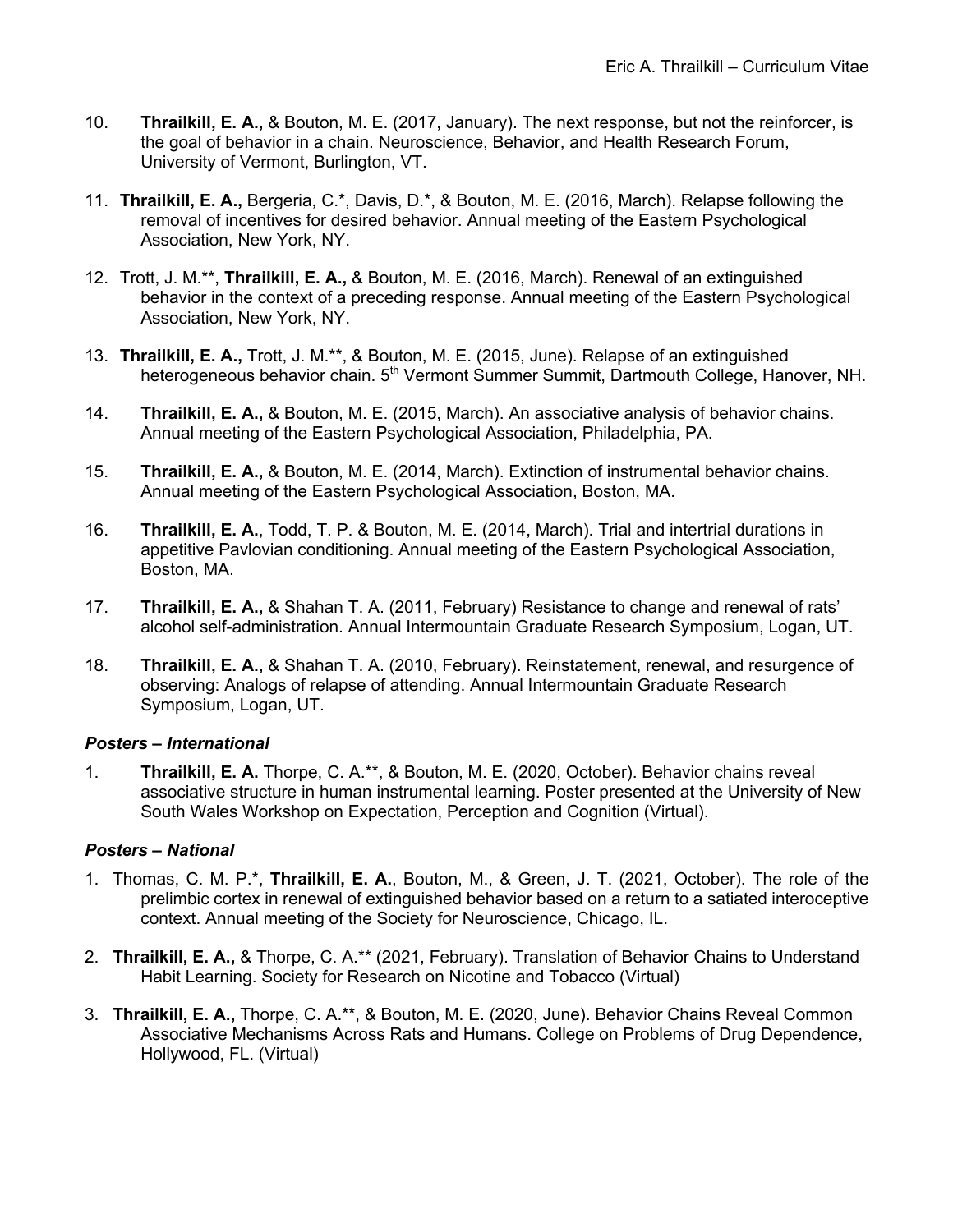10. **Thrailkill, E. A.,** & Bouton, M. E. (2017, January). The next response, but not the reinforcer, is the goal of behavior in a chain. Neuroscience, Behavior, and Health Research Forum, University of Vermont, Burlington, VT.

11. **Thrailkill, E. A.,** Bergeria, C.*, Davis, D.*, & Bouton, M. E. (2016, March). Relapse following the removal of incentives for desired behavior. Annual meeting of the Eastern Psychological Association, New York, NY.

12. Trott, J. M.**, **Thrailkill, E. A.,** & Bouton, M. E. (2016, March). Renewal of an extinguished behavior in the context of a preceding response. Annual meeting of the Eastern Psychological Association, New York, NY.

13. **Thrailkill, E. A.,** Trott, J. M.**, & Bouton, M. E. (2015, June). Relapse of an extinguished heterogeneous behavior chain. 5th Vermont Summer Summit, Dartmouth College, Hanover, NH.

14. **Thrailkill, E. A.,** & Bouton, M. E. (2015, March). An associative analysis of behavior chains. Annual meeting of the Eastern Psychological Association, Philadelphia, PA.

15. **Thrailkill, E. A.,** & Bouton, M. E. (2014, March). Extinction of instrumental behavior chains. Annual meeting of the Eastern Psychological Association, Boston, MA.

16. **Thrailkill, E. A.**, Todd, T. P. & Bouton, M. E. (2014, March). Trial and intertrial durations in appetitive Pavlovian conditioning. Annual meeting of the Eastern Psychological Association, Boston, MA.

17. **Thrailkill, E. A.,** & Shahan T. A. (2011, February) Resistance to change and renewal of rats' alcohol self-administration. Annual Intermountain Graduate Research Symposium, Logan, UT.

18. **Thrailkill, E. A.,** & Shahan T. A. (2010, February). Reinstatement, renewal, and resurgence of observing: Analogs of relapse of attending. Annual Intermountain Graduate Research Symposium, Logan, UT.

### *Posters – International*

1. **Thrailkill, E. A.** Thorpe, C. A.**, & Bouton, M. E. (2020, October). Behavior chains reveal associative structure in human instrumental learning. Poster presented at the University of New South Wales Workshop on Expectation, Perception and Cognition (Virtual).

### *Posters – National*

1. Thomas, C. M. P.*, **Thrailkill, E. A.**, Bouton, M., & Green, J. T. (2021, October). The role of the prelimbic cortex in renewal of extinguished behavior based on a return to a satiated interoceptive context. Annual meeting of the Society for Neuroscience, Chicago, IL.

2. **Thrailkill, E. A.,** & Thorpe, C. A.** (2021, February). Translation of Behavior Chains to Understand Habit Learning. Society for Research on Nicotine and Tobacco (Virtual)

3. **Thrailkill, E. A.,** Thorpe, C. A.**, & Bouton, M. E. (2020, June). Behavior Chains Reveal Common Associative Mechanisms Across Rats and Humans. College on Problems of Drug Dependence, Hollywood, FL. (Virtual)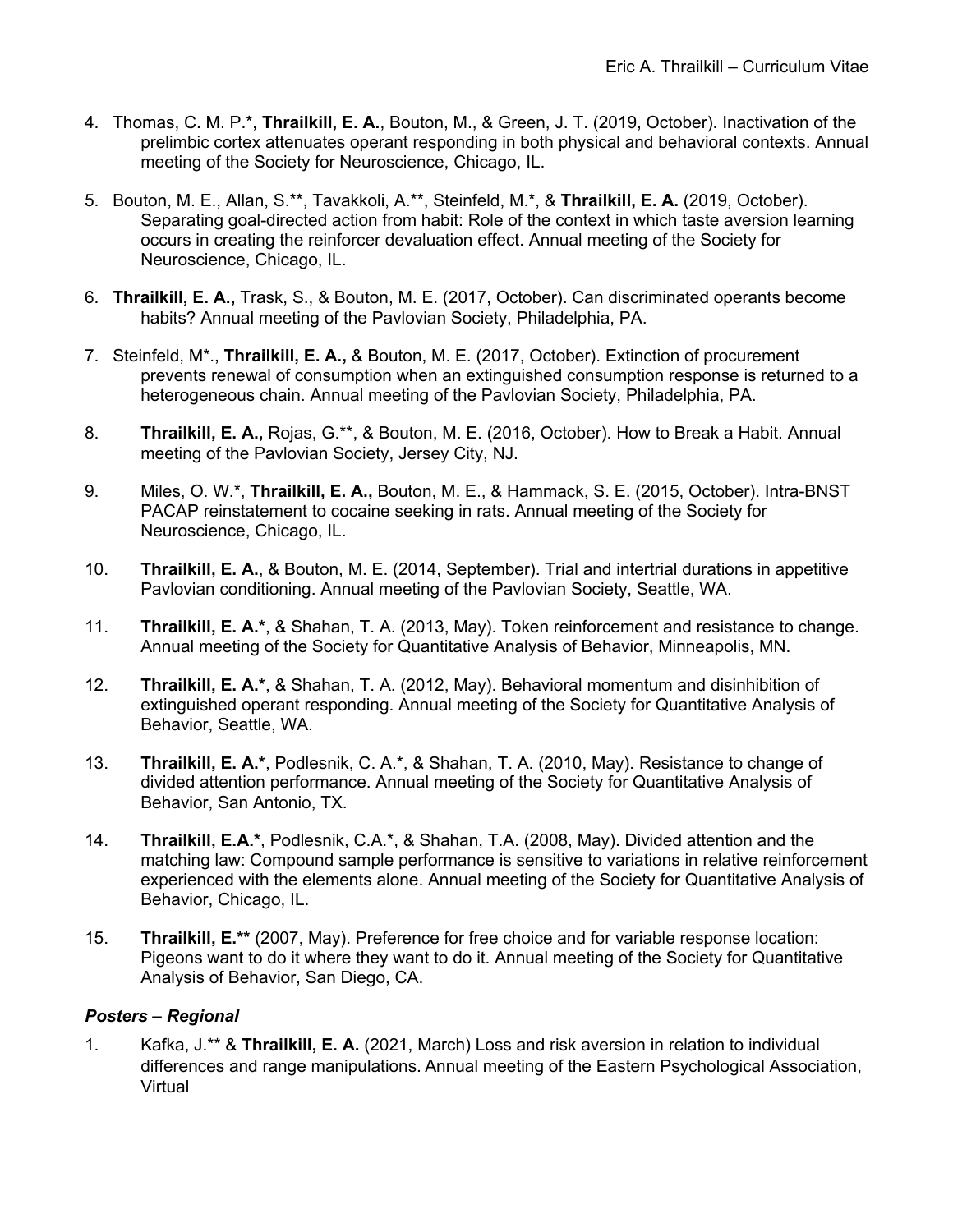4. Thomas, C. M. P.*, **Thrailkill, E. A.**, Bouton, M., & Green, J. T. (2019, October). Inactivation of the prelimbic cortex attenuates operant responding in both physical and behavioral contexts. Annual meeting of the Society for Neuroscience, Chicago, IL.

5. Bouton, M. E., Allan, S.**, Tavakkoli, A.**, Steinfeld, M.*, & **Thrailkill, E. A.** (2019, October). Separating goal-directed action from habit: Role of the context in which taste aversion learning occurs in creating the reinforcer devaluation effect. Annual meeting of the Society for Neuroscience, Chicago, IL.

6. **Thrailkill, E. A.,** Trask, S., & Bouton, M. E. (2017, October). Can discriminated operants become habits? Annual meeting of the Pavlovian Society, Philadelphia, PA.

7. Steinfeld, M*., **Thrailkill, E. A.,** & Bouton, M. E. (2017, October). Extinction of procurement prevents renewal of consumption when an extinguished consumption response is returned to a heterogeneous chain. Annual meeting of the Pavlovian Society, Philadelphia, PA.

8. **Thrailkill, E. A.,** Rojas, G.**, & Bouton, M. E. (2016, October). How to Break a Habit. Annual meeting of the Pavlovian Society, Jersey City, NJ.

9. Miles, O. W.*, **Thrailkill, E. A.,** Bouton, M. E., & Hammack, S. E. (2015, October). Intra-BNST PACAP reinstatement to cocaine seeking in rats. Annual meeting of the Society for Neuroscience, Chicago, IL.

10. **Thrailkill, E. A.**, & Bouton, M. E. (2014, September). Trial and intertrial durations in appetitive Pavlovian conditioning. Annual meeting of the Pavlovian Society, Seattle, WA.

11. **Thrailkill, E. A.***, & Shahan, T. A. (2013, May). Token reinforcement and resistance to change. Annual meeting of the Society for Quantitative Analysis of Behavior, Minneapolis, MN.

12. **Thrailkill, E. A.***, & Shahan, T. A. (2012, May). Behavioral momentum and disinhibition of extinguished operant responding. Annual meeting of the Society for Quantitative Analysis of Behavior, Seattle, WA.

13. **Thrailkill, E. A.***, Podlesnik, C. A.*, & Shahan, T. A. (2010, May). Resistance to change of divided attention performance. Annual meeting of the Society for Quantitative Analysis of Behavior, San Antonio, TX.

14. **Thrailkill, E.A.***, Podlesnik, C.A.*, & Shahan, T.A. (2008, May). Divided attention and the matching law: Compound sample performance is sensitive to variations in relative reinforcement experienced with the elements alone. Annual meeting of the Society for Quantitative Analysis of Behavior, Chicago, IL.

15. **Thrailkill, E.**** (2007, May). Preference for free choice and for variable response location: Pigeons want to do it where they want to do it. Annual meeting of the Society for Quantitative Analysis of Behavior, San Diego, CA.

### *Posters – Regional*

1. Kafka, J.** & **Thrailkill, E. A.** (2021, March) Loss and risk aversion in relation to individual differences and range manipulations. Annual meeting of the Eastern Psychological Association, Virtual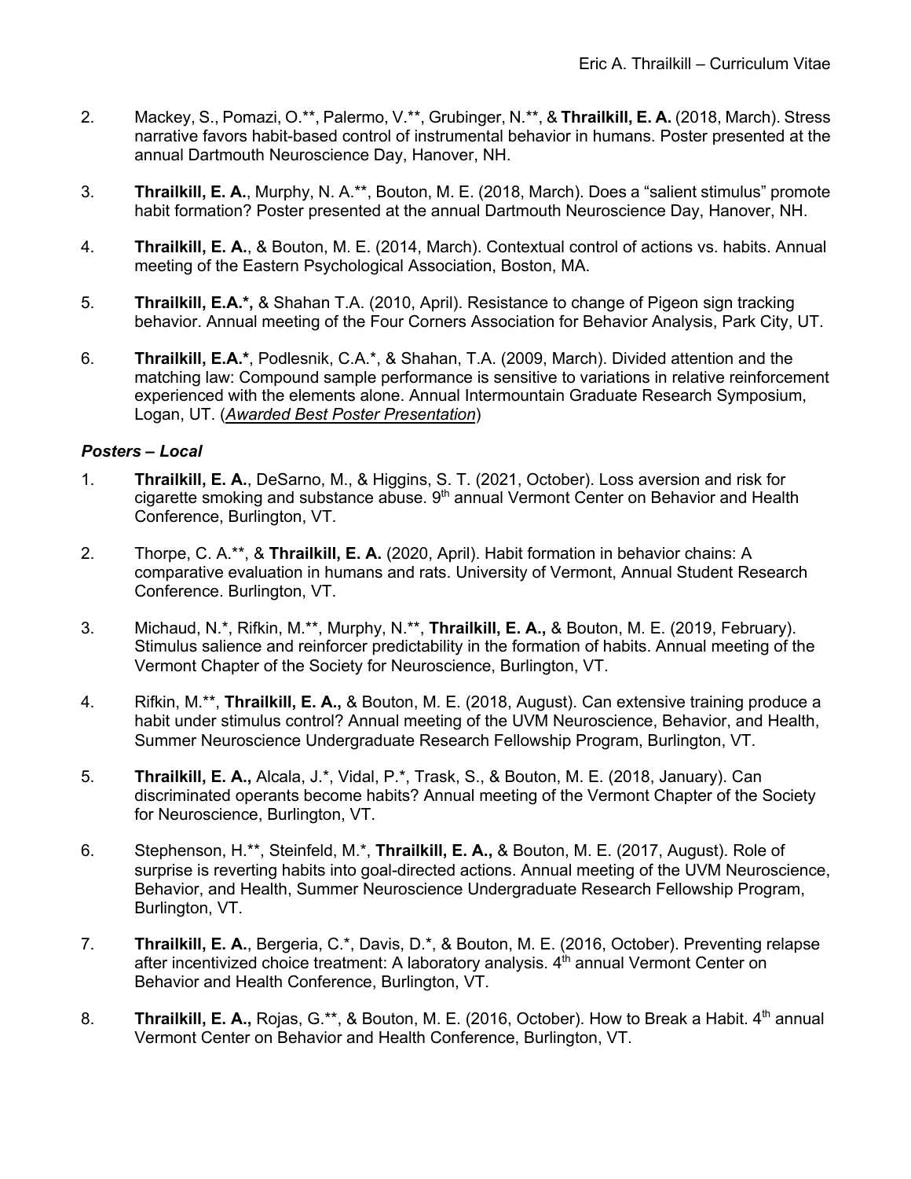2. Mackey, S., Pomazi, O.**, Palermo, V.**, Grubinger, N.**, & **Thrailkill, E. A.** (2018, March). Stress narrative favors habit-based control of instrumental behavior in humans. Poster presented at the annual Dartmouth Neuroscience Day, Hanover, NH.

3. **Thrailkill, E. A.**, Murphy, N. A.**, Bouton, M. E. (2018, March). Does a "salient stimulus" promote habit formation? Poster presented at the annual Dartmouth Neuroscience Day, Hanover, NH.

4. **Thrailkill, E. A.**, & Bouton, M. E. (2014, March). Contextual control of actions vs. habits. Annual meeting of the Eastern Psychological Association, Boston, MA.

5. **Thrailkill, E.A.***, & Shahan T.A. (2010, April). Resistance to change of Pigeon sign tracking behavior. Annual meeting of the Four Corners Association for Behavior Analysis, Park City, UT.

6. **Thrailkill, E.A.***, Podlesnik, C.A.*, & Shahan, T.A. (2009, March). Divided attention and the matching law: Compound sample performance is sensitive to variations in relative reinforcement experienced with the elements alone. Annual Intermountain Graduate Research Symposium, Logan, UT. (*Awarded Best Poster Presentation*)

### *Posters – Local*

1. **Thrailkill, E. A.**, DeSarno, M., & Higgins, S. T. (2021, October). Loss aversion and risk for cigarette smoking and substance abuse. 9th annual Vermont Center on Behavior and Health Conference, Burlington, VT.

2. Thorpe, C. A.**, & **Thrailkill, E. A.** (2020, April). Habit formation in behavior chains: A comparative evaluation in humans and rats. University of Vermont, Annual Student Research Conference. Burlington, VT.

3. Michaud, N.*, Rifkin, M.**, Murphy, N.**, **Thrailkill, E. A.,** & Bouton, M. E. (2019, February). Stimulus salience and reinforcer predictability in the formation of habits. Annual meeting of the Vermont Chapter of the Society for Neuroscience, Burlington, VT.

4. Rifkin, M.**, **Thrailkill, E. A.,** & Bouton, M. E. (2018, August). Can extensive training produce a habit under stimulus control? Annual meeting of the UVM Neuroscience, Behavior, and Health, Summer Neuroscience Undergraduate Research Fellowship Program, Burlington, VT.

5. **Thrailkill, E. A.,** Alcala, J.*, Vidal, P.*, Trask, S., & Bouton, M. E. (2018, January). Can discriminated operants become habits? Annual meeting of the Vermont Chapter of the Society for Neuroscience, Burlington, VT.

6. Stephenson, H.**, Steinfeld, M.*, **Thrailkill, E. A.,** & Bouton, M. E. (2017, August). Role of surprise is reverting habits into goal-directed actions. Annual meeting of the UVM Neuroscience, Behavior, and Health, Summer Neuroscience Undergraduate Research Fellowship Program, Burlington, VT.

7. **Thrailkill, E. A.**, Bergeria, C.*, Davis, D.*, & Bouton, M. E. (2016, October). Preventing relapse after incentivized choice treatment: A laboratory analysis. 4th annual Vermont Center on Behavior and Health Conference, Burlington, VT.

8. **Thrailkill, E. A.,** Rojas, G.**, & Bouton, M. E. (2016, October). How to Break a Habit. 4th annual Vermont Center on Behavior and Health Conference, Burlington, VT.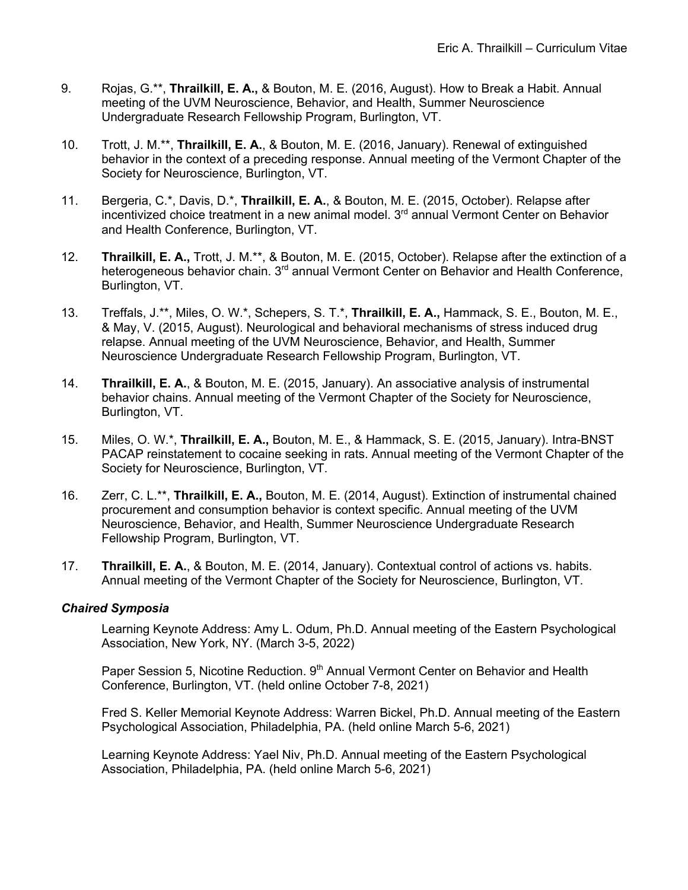9. Rojas, G.**, **Thrailkill, E. A.,** & Bouton, M. E. (2016, August). How to Break a Habit. Annual meeting of the UVM Neuroscience, Behavior, and Health, Summer Neuroscience Undergraduate Research Fellowship Program, Burlington, VT.

10. Trott, J. M.**, **Thrailkill, E. A.**, & Bouton, M. E. (2016, January). Renewal of extinguished behavior in the context of a preceding response. Annual meeting of the Vermont Chapter of the Society for Neuroscience, Burlington, VT.

11. Bergeria, C.*, Davis, D.*, **Thrailkill, E. A.**, & Bouton, M. E. (2015, October). Relapse after incentivized choice treatment in a new animal model. 3rd annual Vermont Center on Behavior and Health Conference, Burlington, VT.

12. **Thrailkill, E. A.,** Trott, J. M.**, & Bouton, M. E. (2015, October). Relapse after the extinction of a heterogeneous behavior chain. 3rd annual Vermont Center on Behavior and Health Conference, Burlington, VT.

13. Treffals, J.**, Miles, O. W.*, Schepers, S. T.*, **Thrailkill, E. A.,** Hammack, S. E., Bouton, M. E., & May, V. (2015, August). Neurological and behavioral mechanisms of stress induced drug relapse. Annual meeting of the UVM Neuroscience, Behavior, and Health, Summer Neuroscience Undergraduate Research Fellowship Program, Burlington, VT.

14. **Thrailkill, E. A.**, & Bouton, M. E. (2015, January). An associative analysis of instrumental behavior chains. Annual meeting of the Vermont Chapter of the Society for Neuroscience, Burlington, VT.

15. Miles, O. W.*, **Thrailkill, E. A.,** Bouton, M. E., & Hammack, S. E. (2015, January). Intra-BNST PACAP reinstatement to cocaine seeking in rats. Annual meeting of the Vermont Chapter of the Society for Neuroscience, Burlington, VT.

16. Zerr, C. L.**, **Thrailkill, E. A.,** Bouton, M. E. (2014, August). Extinction of instrumental chained procurement and consumption behavior is context specific. Annual meeting of the UVM Neuroscience, Behavior, and Health, Summer Neuroscience Undergraduate Research Fellowship Program, Burlington, VT.

17. **Thrailkill, E. A.**, & Bouton, M. E. (2014, January). Contextual control of actions vs. habits. Annual meeting of the Vermont Chapter of the Society for Neuroscience, Burlington, VT.

### *Chaired Symposia*

Learning Keynote Address: Amy L. Odum, Ph.D. Annual meeting of the Eastern Psychological Association, New York, NY. (March 3-5, 2022)

Paper Session 5, Nicotine Reduction. 9th Annual Vermont Center on Behavior and Health Conference, Burlington, VT. (held online October 7-8, 2021)

Fred S. Keller Memorial Keynote Address: Warren Bickel, Ph.D. Annual meeting of the Eastern Psychological Association, Philadelphia, PA. (held online March 5-6, 2021)

Learning Keynote Address: Yael Niv, Ph.D. Annual meeting of the Eastern Psychological Association, Philadelphia, PA. (held online March 5-6, 2021)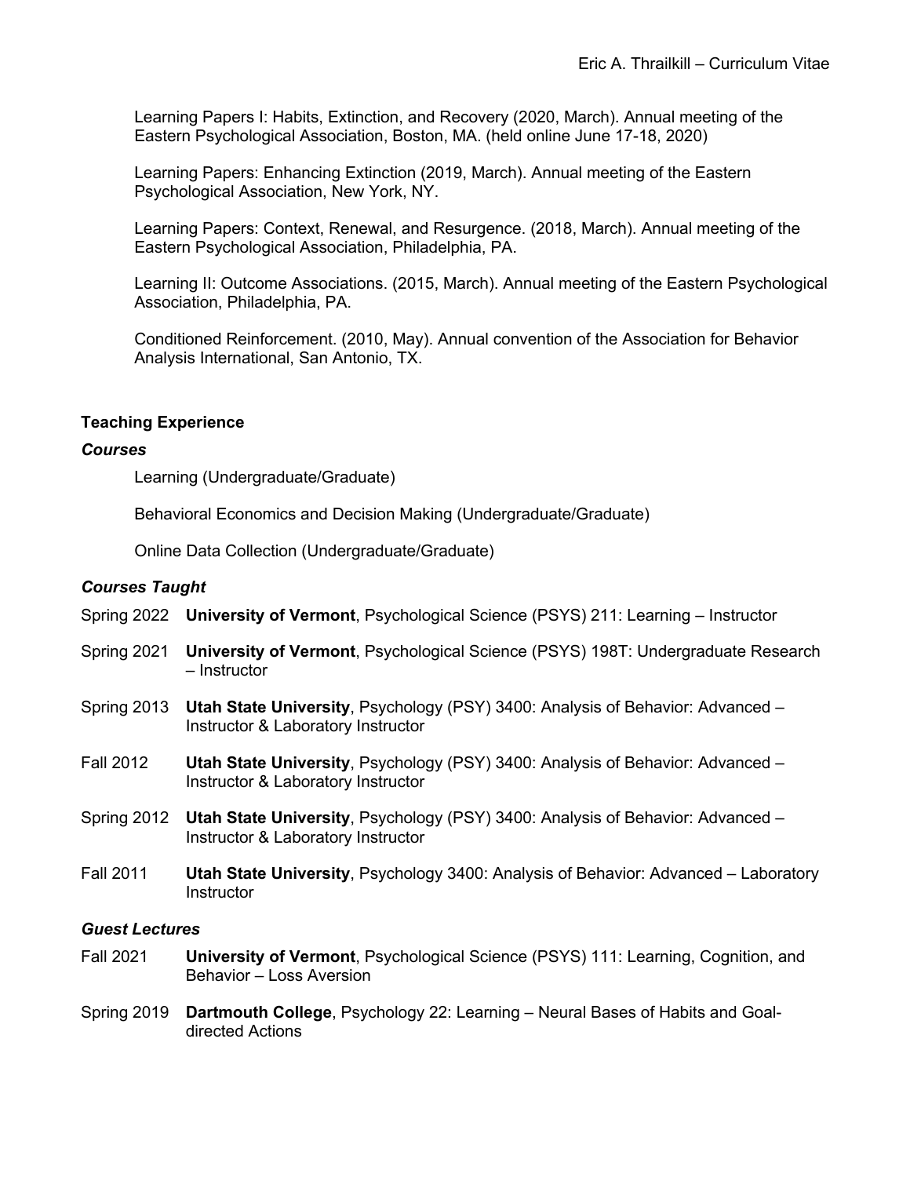Learning Papers I: Habits, Extinction, and Recovery (2020, March). Annual meeting of the Eastern Psychological Association, Boston, MA. (held online June 17-18, 2020)

Learning Papers: Enhancing Extinction (2019, March). Annual meeting of the Eastern Psychological Association, New York, NY.

Learning Papers: Context, Renewal, and Resurgence. (2018, March). Annual meeting of the Eastern Psychological Association, Philadelphia, PA.

Learning II: Outcome Associations. (2015, March). Annual meeting of the Eastern Psychological Association, Philadelphia, PA.

Conditioned Reinforcement. (2010, May). Annual convention of the Association for Behavior Analysis International, San Antonio, TX.

## Teaching Experience

### *Courses*

Learning (Undergraduate/Graduate)

Behavioral Economics and Decision Making (Undergraduate/Graduate)

Online Data Collection (Undergraduate/Graduate)

### *Courses Taught*

Spring 2022 **University of Vermont**, Psychological Science (PSYS) 211: Learning – Instructor

Spring 2021 **University of Vermont**, Psychological Science (PSYS) 198T: Undergraduate Research – Instructor

Spring 2013 **Utah State University**, Psychology (PSY) 3400: Analysis of Behavior: Advanced – Instructor & Laboratory Instructor

Fall 2012 **Utah State University**, Psychology (PSY) 3400: Analysis of Behavior: Advanced – Instructor & Laboratory Instructor

Spring 2012 **Utah State University**, Psychology (PSY) 3400: Analysis of Behavior: Advanced – Instructor & Laboratory Instructor

Fall 2011 **Utah State University**, Psychology 3400: Analysis of Behavior: Advanced – Laboratory Instructor

### *Guest Lectures*

Fall 2021 **University of Vermont**, Psychological Science (PSYS) 111: Learning, Cognition, and Behavior – Loss Aversion

Spring 2019 **Dartmouth College**, Psychology 22: Learning – Neural Bases of Habits and Goal-directed Actions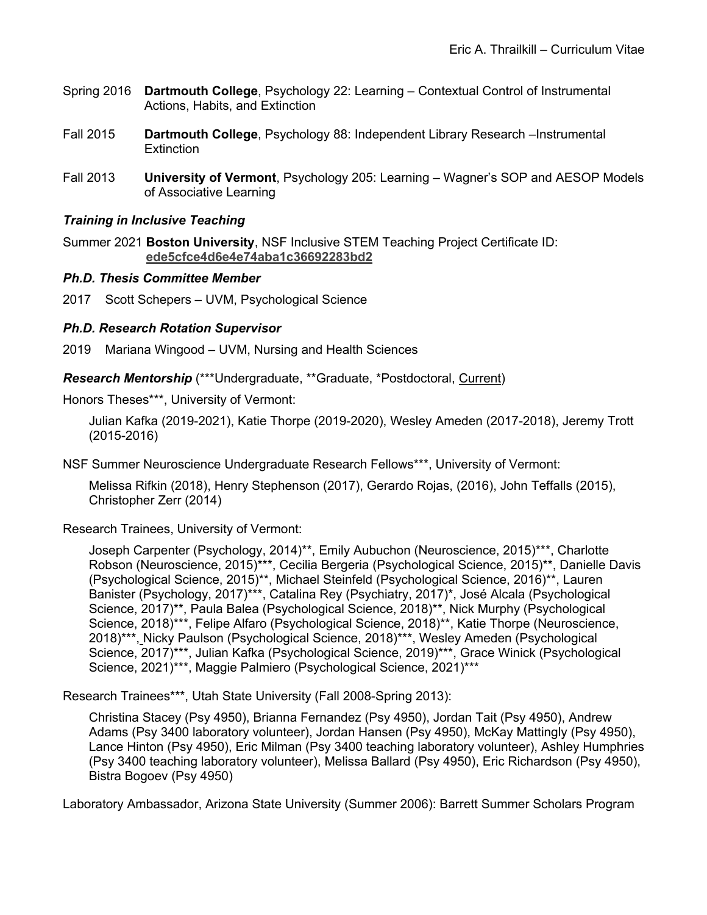Spring 2016 **Dartmouth College**, Psychology 22: Learning – Contextual Control of Instrumental Actions, Habits, and Extinction

Fall 2015 **Dartmouth College**, Psychology 88: Independent Library Research –Instrumental Extinction

Fall 2013 **University of Vermont**, Psychology 205: Learning – Wagner's SOP and AESOP Models of Associative Learning

### *Training in Inclusive Teaching*

Summer 2021 **Boston University**, NSF Inclusive STEM Teaching Project Certificate ID: **ede5cfce4d6e4e74aba1c36692283bd2**

### *Ph.D. Thesis Committee Member*

2017 Scott Schepers – UVM, Psychological Science

### *Ph.D. Research Rotation Supervisor*

2019 Mariana Wingood – UVM, Nursing and Health Sciences

***Research Mentorship*** (***Undergraduate, **Graduate, *Postdoctoral, Current)

Honors Theses***, University of Vermont:

Julian Kafka (2019-2021), Katie Thorpe (2019-2020), Wesley Ameden (2017-2018), Jeremy Trott (2015-2016)

NSF Summer Neuroscience Undergraduate Research Fellows***, University of Vermont:

Melissa Rifkin (2018), Henry Stephenson (2017), Gerardo Rojas, (2016), John Teffalls (2015), Christopher Zerr (2014)

Research Trainees, University of Vermont:

Joseph Carpenter (Psychology, 2014)**, Emily Aubuchon (Neuroscience, 2015)***, Charlotte Robson (Neuroscience, 2015)***, Cecilia Bergeria (Psychological Science, 2015)**, Danielle Davis (Psychological Science, 2015)**, Michael Steinfeld (Psychological Science, 2016)**, Lauren Banister (Psychology, 2017)***, Catalina Rey (Psychiatry, 2017)*, José Alcala (Psychological Science, 2017)**, Paula Balea (Psychological Science, 2018)**, Nick Murphy (Psychological Science, 2018)***, Felipe Alfaro (Psychological Science, 2018)**, Katie Thorpe (Neuroscience, 2018)***, Nicky Paulson (Psychological Science, 2018)***, Wesley Ameden (Psychological Science, 2017)***, Julian Kafka (Psychological Science, 2019)***, Grace Winick (Psychological Science, 2021)***, Maggie Palmiero (Psychological Science, 2021)***

Research Trainees***, Utah State University (Fall 2008-Spring 2013):

Christina Stacey (Psy 4950), Brianna Fernandez (Psy 4950), Jordan Tait (Psy 4950), Andrew Adams (Psy 3400 laboratory volunteer), Jordan Hansen (Psy 4950), McKay Mattingly (Psy 4950), Lance Hinton (Psy 4950), Eric Milman (Psy 3400 teaching laboratory volunteer), Ashley Humphries (Psy 3400 teaching laboratory volunteer), Melissa Ballard (Psy 4950), Eric Richardson (Psy 4950), Bistra Bogoev (Psy 4950)

Laboratory Ambassador, Arizona State University (Summer 2006): Barrett Summer Scholars Program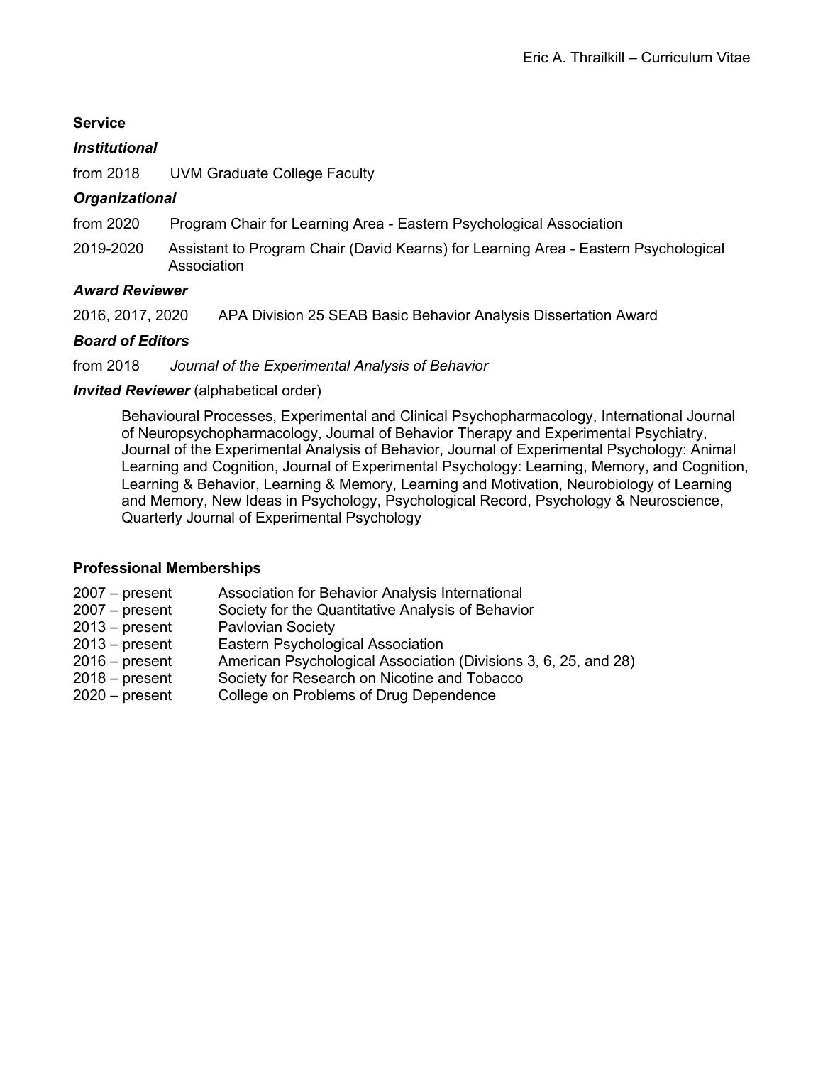## Service

### *Institutional*

from 2018 UVM Graduate College Faculty

### *Organizational*

from 2020 Program Chair for Learning Area - Eastern Psychological Association

2019-2020 Assistant to Program Chair (David Kearns) for Learning Area - Eastern Psychological Association

### *Award Reviewer*

2016, 2017, 2020 APA Division 25 SEAB Basic Behavior Analysis Dissertation Award

### *Board of Editors*

from 2018 *Journal of the Experimental Analysis of Behavior*

***Invited Reviewer*** (alphabetical order)

Behavioural Processes, Experimental and Clinical Psychopharmacology, International Journal of Neuropsychopharmacology, Journal of Behavior Therapy and Experimental Psychiatry, Journal of the Experimental Analysis of Behavior, Journal of Experimental Psychology: Animal Learning and Cognition, Journal of Experimental Psychology: Learning, Memory, and Cognition, Learning & Behavior, Learning & Memory, Learning and Motivation, Neurobiology of Learning and Memory, New Ideas in Psychology, Psychological Record, Psychology & Neuroscience, Quarterly Journal of Experimental Psychology

## Professional Memberships

2007 – present Association for Behavior Analysis International
2007 – present Society for the Quantitative Analysis of Behavior
2013 – present Pavlovian Society
2013 – present Eastern Psychological Association
2016 – present American Psychological Association (Divisions 3, 6, 25, and 28)
2018 – present Society for Research on Nicotine and Tobacco
2020 – present College on Problems of Drug Dependence